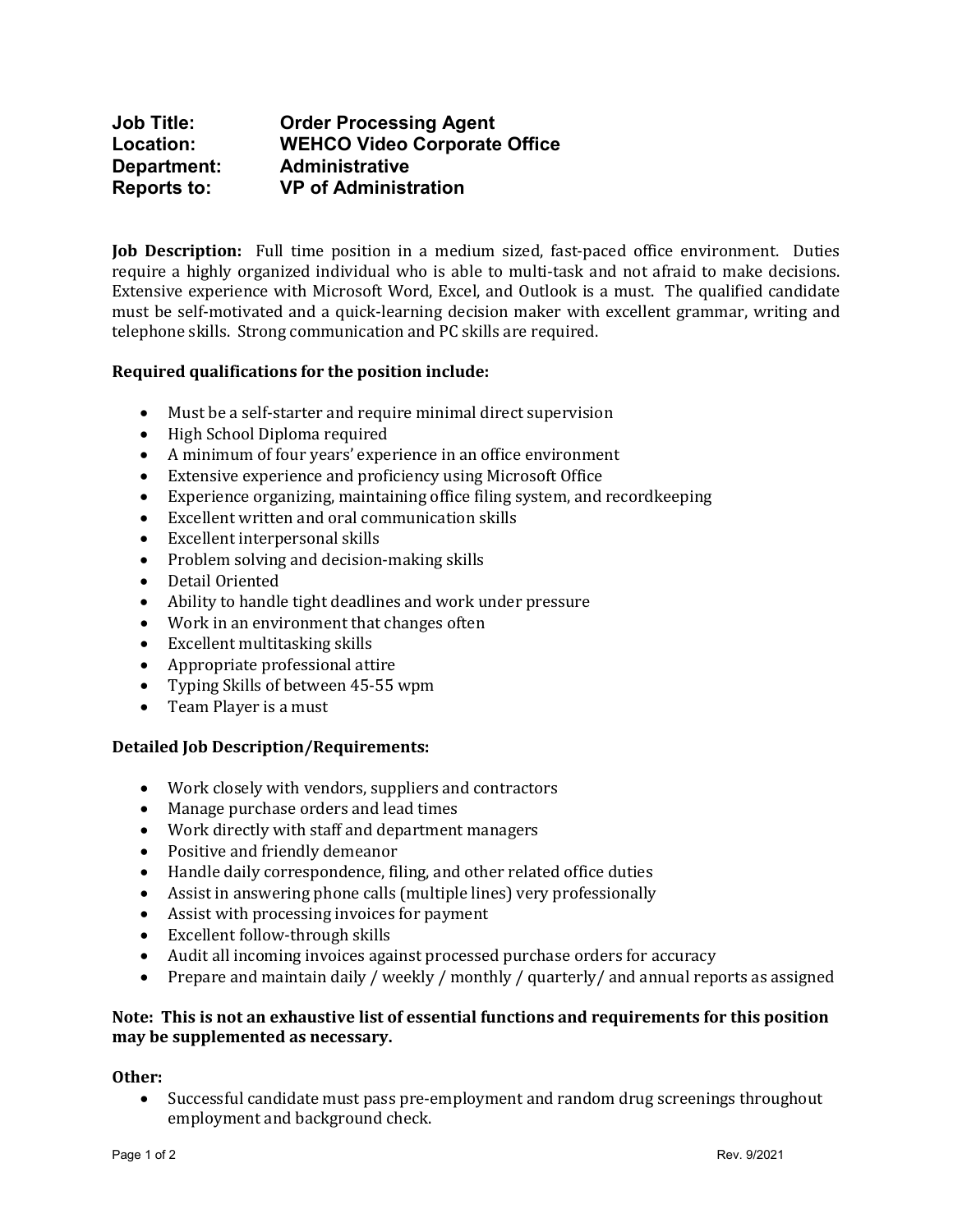**Job Title:** Order Processing Agent
**Location:** WEHCO Video Corporate Office
**Department:** Administrative
**Reports to:** VP of Administration

**Job Description:** Full time position in a medium sized, fast-paced office environment. Duties require a highly organized individual who is able to multi-task and not afraid to make decisions. Extensive experience with Microsoft Word, Excel, and Outlook is a must. The qualified candidate must be self-motivated and a quick-learning decision maker with excellent grammar, writing and telephone skills. Strong communication and PC skills are required.

**Required qualifications for the position include:**

- Must be a self-starter and require minimal direct supervision
- High School Diploma required
- A minimum of four years' experience in an office environment
- Extensive experience and proficiency using Microsoft Office
- Experience organizing, maintaining office filing system, and recordkeeping
- Excellent written and oral communication skills
- Excellent interpersonal skills
- Problem solving and decision-making skills
- Detail Oriented
- Ability to handle tight deadlines and work under pressure
- Work in an environment that changes often
- Excellent multitasking skills
- Appropriate professional attire
- Typing Skills of between 45-55 wpm
- Team Player is a must

**Detailed Job Description/Requirements:**

- Work closely with vendors, suppliers and contractors
- Manage purchase orders and lead times
- Work directly with staff and department managers
- Positive and friendly demeanor
- Handle daily correspondence, filing, and other related office duties
- Assist in answering phone calls (multiple lines) very professionally
- Assist with processing invoices for payment
- Excellent follow-through skills
- Audit all incoming invoices against processed purchase orders for accuracy
- Prepare and maintain daily / weekly / monthly / quarterly/ and annual reports as assigned

**Note: This is not an exhaustive list of essential functions and requirements for this position may be supplemented as necessary.**

**Other:**

- Successful candidate must pass pre-employment and random drug screenings throughout employment and background check.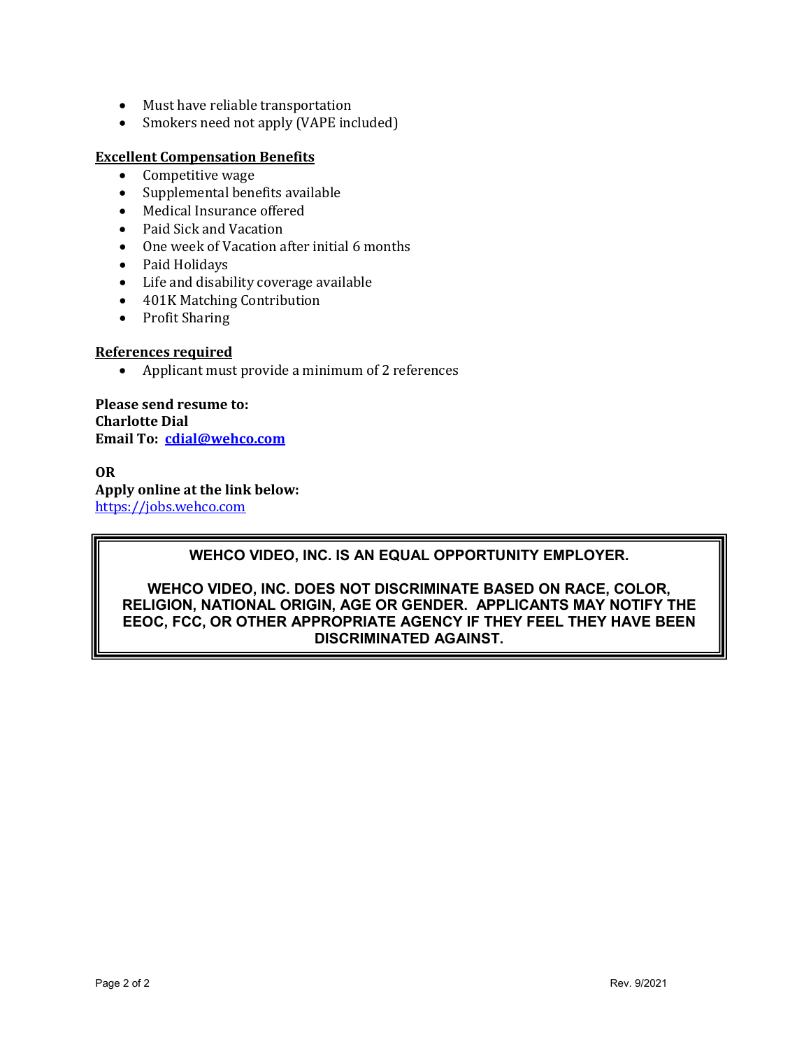- Must have reliable transportation
- Smokers need not apply (VAPE included)

**Excellent Compensation Benefits**

- Competitive wage
- Supplemental benefits available
- Medical Insurance offered
- Paid Sick and Vacation
- One week of Vacation after initial 6 months
- Paid Holidays
- Life and disability coverage available
- 401K Matching Contribution
- Profit Sharing

**References required**

- Applicant must provide a minimum of 2 references

**Please send resume to:**
**Charlotte Dial**
**Email To: cdial@wehco.com**

**OR**
**Apply online at the link below:**
https://jobs.wehco.com

**WEHCO VIDEO, INC. IS AN EQUAL OPPORTUNITY EMPLOYER.**

**WEHCO VIDEO, INC. DOES NOT DISCRIMINATE BASED ON RACE, COLOR, RELIGION, NATIONAL ORIGIN, AGE OR GENDER. APPLICANTS MAY NOTIFY THE EEOC, FCC, OR OTHER APPROPRIATE AGENCY IF THEY FEEL THEY HAVE BEEN DISCRIMINATED AGAINST.**

Rev. 9/2021